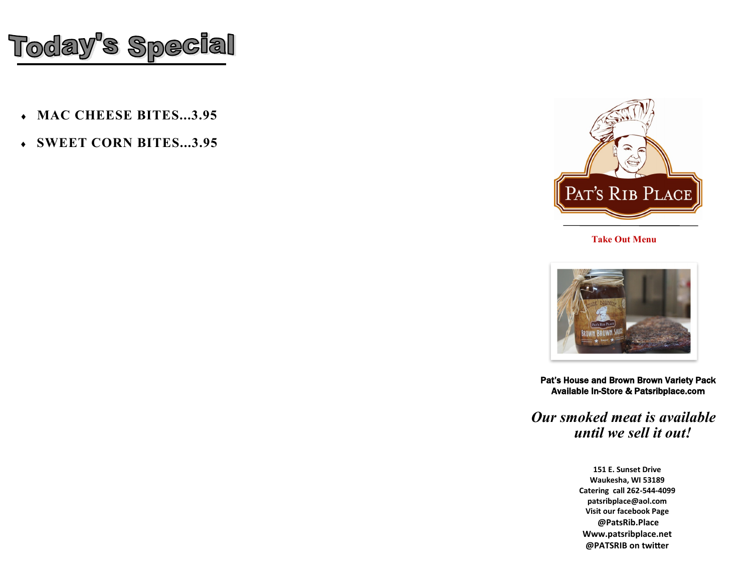# Today's Special

- **MAC CHEESE BITES...3.95**
- **SWEET CORN BITES...3.95**

PAT'S RIB PLACE

**Take Out Menu**

**Pat's House and Brown Brown Variety Pack**
**Available In-Store & Patsribplace.com**

***Our smoked meat is available until we sell it out!***

**151 E. Sunset Drive**
**Waukesha, WI 53189**
**Catering call 262-544-4099**
**patsribplace@aol.com**
**Visit our facebook Page**
**@PatsRib.Place**
**Www.patsribplace.net**
**@PATSRIB on twitter**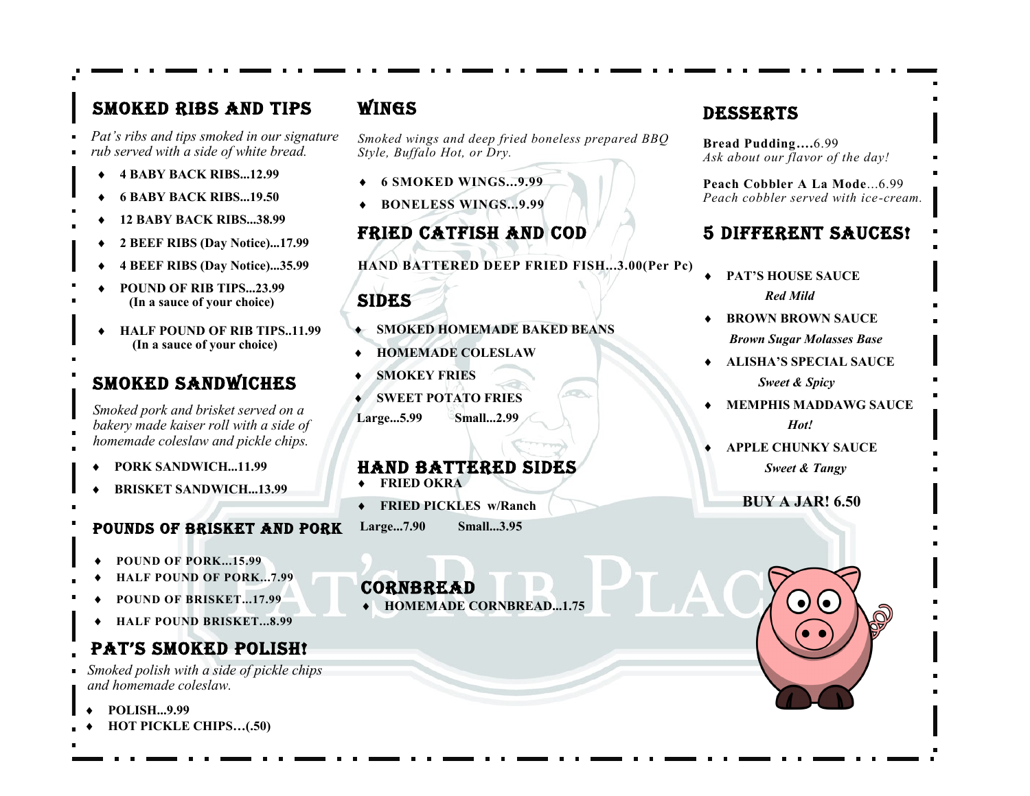## SMOKED RIBS AND TIPS

*Pat's ribs and tips smoked in our signature rub served with a side of white bread.*

- **4 BABY BACK RIBS...12.99**
- **6 BABY BACK RIBS...19.50**
- **12 BABY BACK RIBS...38.99**
- **2 BEEF RIBS (Day Notice)...17.99**
- **4 BEEF RIBS (Day Notice)...35.99**
- **POUND OF RIB TIPS...23.99**
  **(In a sauce of your choice)**
- **HALF POUND OF RIB TIPS..11.99**
  **(In a sauce of your choice)**

## SMOKED SANDWICHES

*Smoked pork and brisket served on a bakery made kaiser roll with a side of homemade coleslaw and pickle chips.*

- **PORK SANDWICH...11.99**
- **BRISKET SANDWICH...13.99**

## POUNDS OF BRISKET AND PORK

- **POUND OF PORK...15.99**
- **HALF POUND OF PORK...7.99**
- **POUND OF BRISKET...17.99**
- **HALF POUND BRISKET...8.99**

## PAT'S SMOKED POLISH!

*Smoked polish with a side of pickle chips and homemade coleslaw.*

- **POLISH...9.99**
- **HOT PICKLE CHIPS…(.50)**

## WINGS

*Smoked wings and deep fried boneless prepared BBQ Style, Buffalo Hot, or Dry.*

- **6 SMOKED WINGS...9.99**
- **BONELESS WINGS...9.99**

## FRIED CATFISH AND COD

**HAND BATTERED DEEP FRIED FISH...3.00(Per Pc)**

## SIDES

- **SMOKED HOMEMADE BAKED BEANS**
- **HOMEMADE COLESLAW**
- **SMOKEY FRIES**
- **SWEET POTATO FRIES**

**Large...5.99** **Small...2.99**

## HAND BATTERED SIDES

- **FRIED OKRA**
- **FRIED PICKLES w/Ranch**

**Large...7.90** **Small...3.95**

## CORNBREAD

- **HOMEMADE CORNBREAD...1.75**

PAT'S RIB PLACE

## DESSERTS

**Bread Pudding….**6.99
*Ask about our flavor of the day!*

**Peach Cobbler A La Mode**...6.99
*Peach cobbler served with ice-cream.*

## 5 DIFFERENT SAUCES!

- **PAT'S HOUSE SAUCE**
  ***Red Mild***
- **BROWN BROWN SAUCE**
  ***Brown Sugar Molasses Base***
- **ALISHA'S SPECIAL SAUCE**
  ***Sweet & Spicy***
- **MEMPHIS MADDAWG SAUCE**
  ***Hot!***
- **APPLE CHUNKY SAUCE**
  ***Sweet & Tangy***

**BUY A JAR! 6.50**